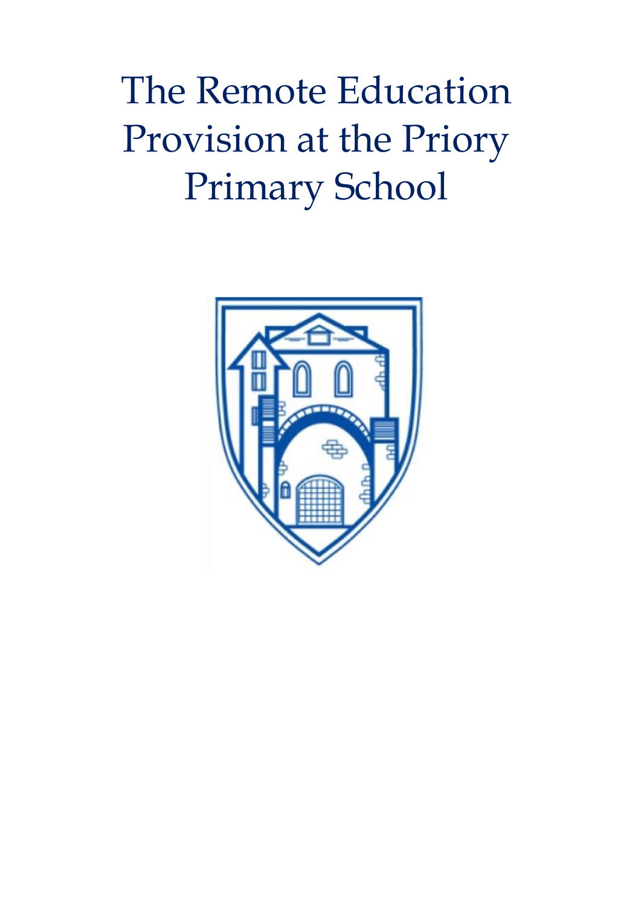# The Remote Education Provision at the Priory Primary School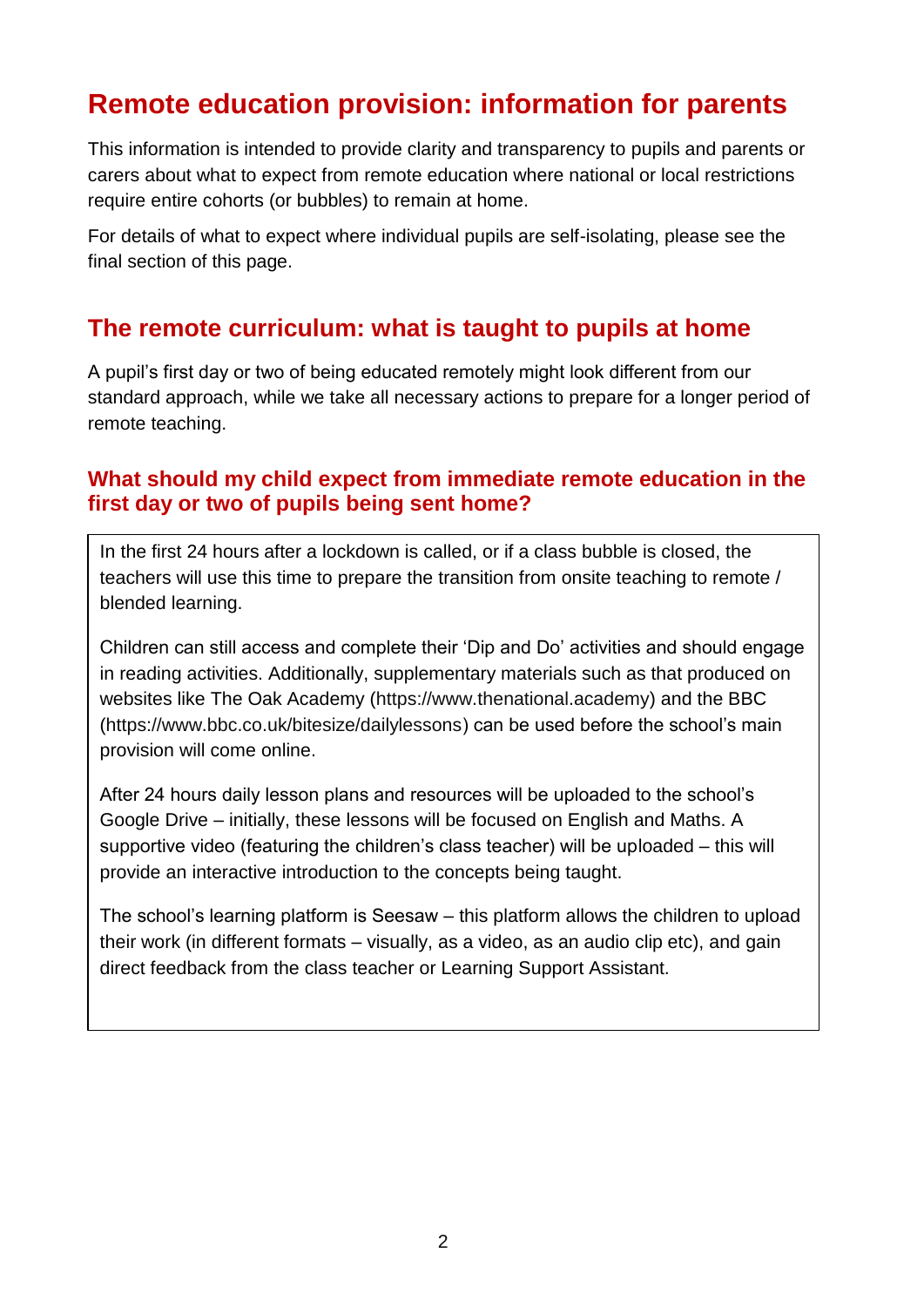# Remote education provision: information for parents

This information is intended to provide clarity and transparency to pupils and parents or carers about what to expect from remote education where national or local restrictions require entire cohorts (or bubbles) to remain at home.

For details of what to expect where individual pupils are self-isolating, please see the final section of this page.

## The remote curriculum: what is taught to pupils at home

A pupil's first day or two of being educated remotely might look different from our standard approach, while we take all necessary actions to prepare for a longer period of remote teaching.

### What should my child expect from immediate remote education in the first day or two of pupils being sent home?

In the first 24 hours after a lockdown is called, or if a class bubble is closed, the teachers will use this time to prepare the transition from onsite teaching to remote / blended learning.

Children can still access and complete their 'Dip and Do' activities and should engage in reading activities. Additionally, supplementary materials such as that produced on websites like The Oak Academy (https://www.thenational.academy) and the BBC (https://www.bbc.co.uk/bitesize/dailylessons) can be used before the school's main provision will come online.

After 24 hours daily lesson plans and resources will be uploaded to the school's Google Drive – initially, these lessons will be focused on English and Maths. A supportive video (featuring the children's class teacher) will be uploaded – this will provide an interactive introduction to the concepts being taught.

The school's learning platform is Seesaw – this platform allows the children to upload their work (in different formats – visually, as a video, as an audio clip etc), and gain direct feedback from the class teacher or Learning Support Assistant.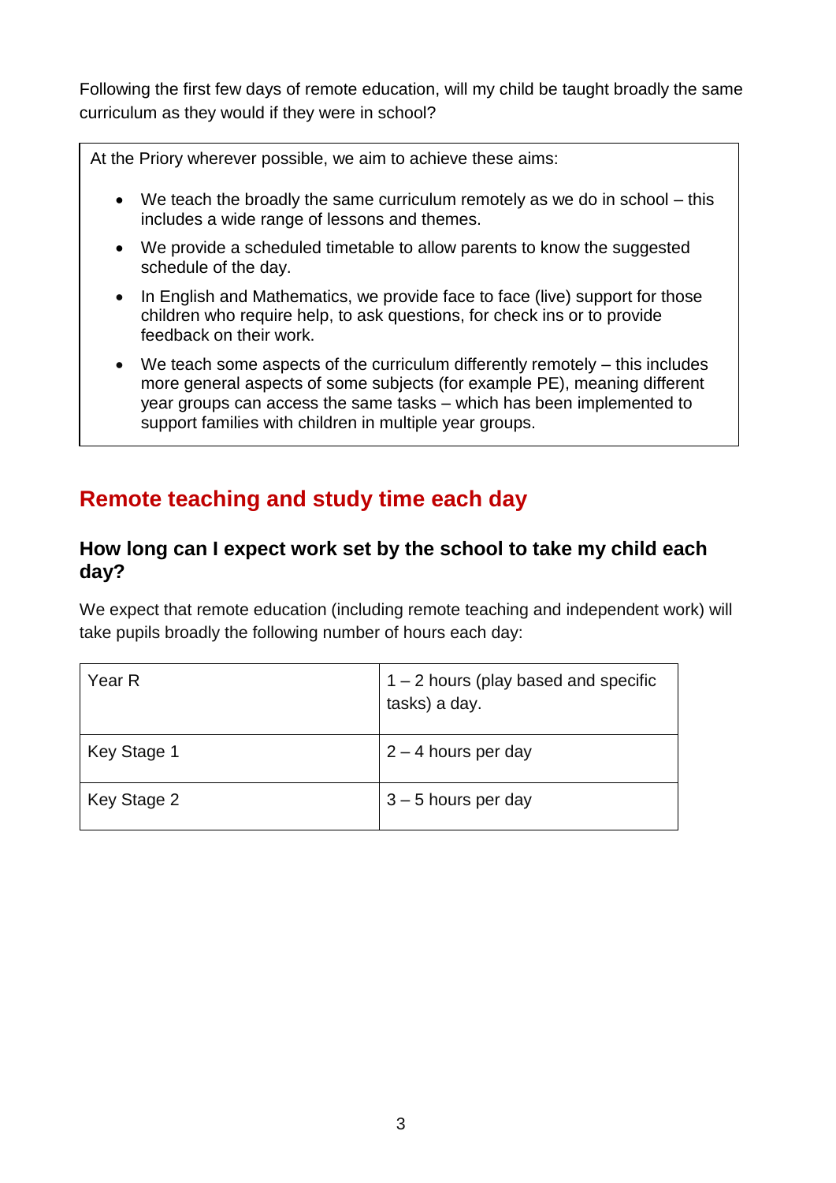Following the first few days of remote education, will my child be taught broadly the same curriculum as they would if they were in school?

At the Priory wherever possible, we aim to achieve these aims:

- We teach the broadly the same curriculum remotely as we do in school – this includes a wide range of lessons and themes.
- We provide a scheduled timetable to allow parents to know the suggested schedule of the day.
- In English and Mathematics, we provide face to face (live) support for those children who require help, to ask questions, for check ins or to provide feedback on their work.
- We teach some aspects of the curriculum differently remotely – this includes more general aspects of some subjects (for example PE), meaning different year groups can access the same tasks – which has been implemented to support families with children in multiple year groups.

## Remote teaching and study time each day

### How long can I expect work set by the school to take my child each day?

We expect that remote education (including remote teaching and independent work) will take pupils broadly the following number of hours each day:

| | |
|---|---|
| Year R | 1 – 2 hours (play based and specific tasks) a day. |
| Key Stage 1 | 2 – 4 hours per day |
| Key Stage 2 | 3 – 5 hours per day |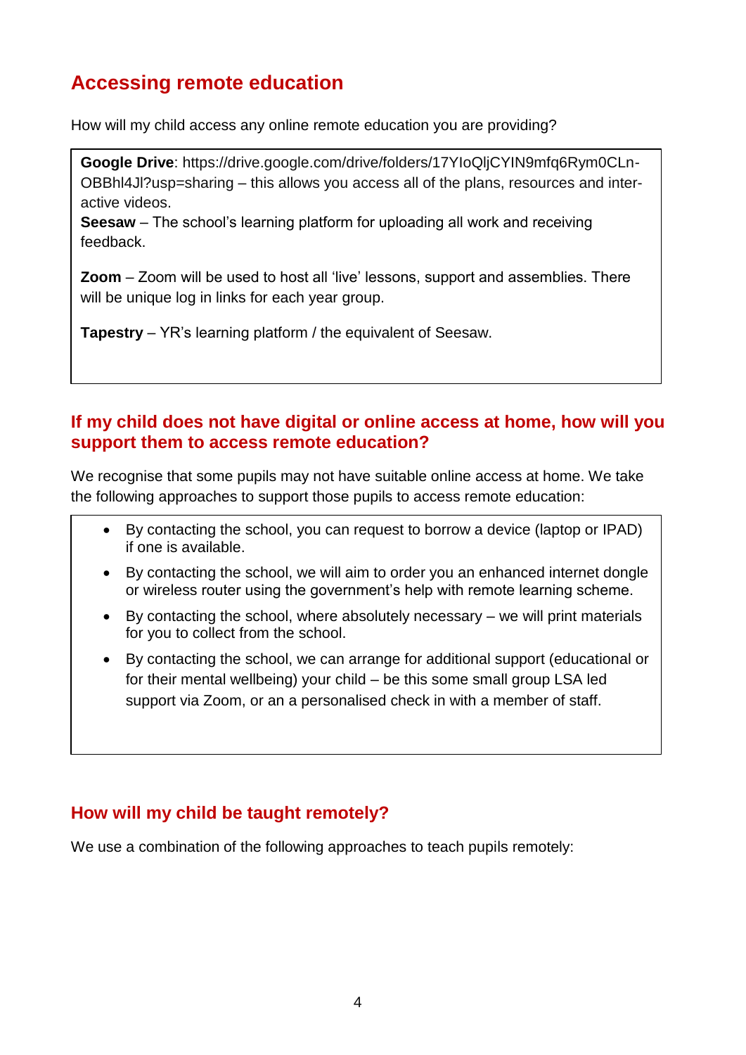## Accessing remote education

How will my child access any online remote education you are providing?

**Google Drive**: https://drive.google.com/drive/folders/17YIoQljCYIN9mfq6Rym0CLn-OBBhl4Jl?usp=sharing – this allows you access all of the plans, resources and inter-active videos.
**Seesaw** – The school's learning platform for uploading all work and receiving feedback.

**Zoom** – Zoom will be used to host all 'live' lessons, support and assemblies. There will be unique log in links for each year group.

**Tapestry** – YR's learning platform / the equivalent of Seesaw.

### If my child does not have digital or online access at home, how will you support them to access remote education?

We recognise that some pupils may not have suitable online access at home. We take the following approaches to support those pupils to access remote education:

- By contacting the school, you can request to borrow a device (laptop or IPAD) if one is available.
- By contacting the school, we will aim to order you an enhanced internet dongle or wireless router using the government's help with remote learning scheme.
- By contacting the school, where absolutely necessary – we will print materials for you to collect from the school.
- By contacting the school, we can arrange for additional support (educational or for their mental wellbeing) your child – be this some small group LSA led support via Zoom, or an a personalised check in with a member of staff.

### How will my child be taught remotely?

We use a combination of the following approaches to teach pupils remotely: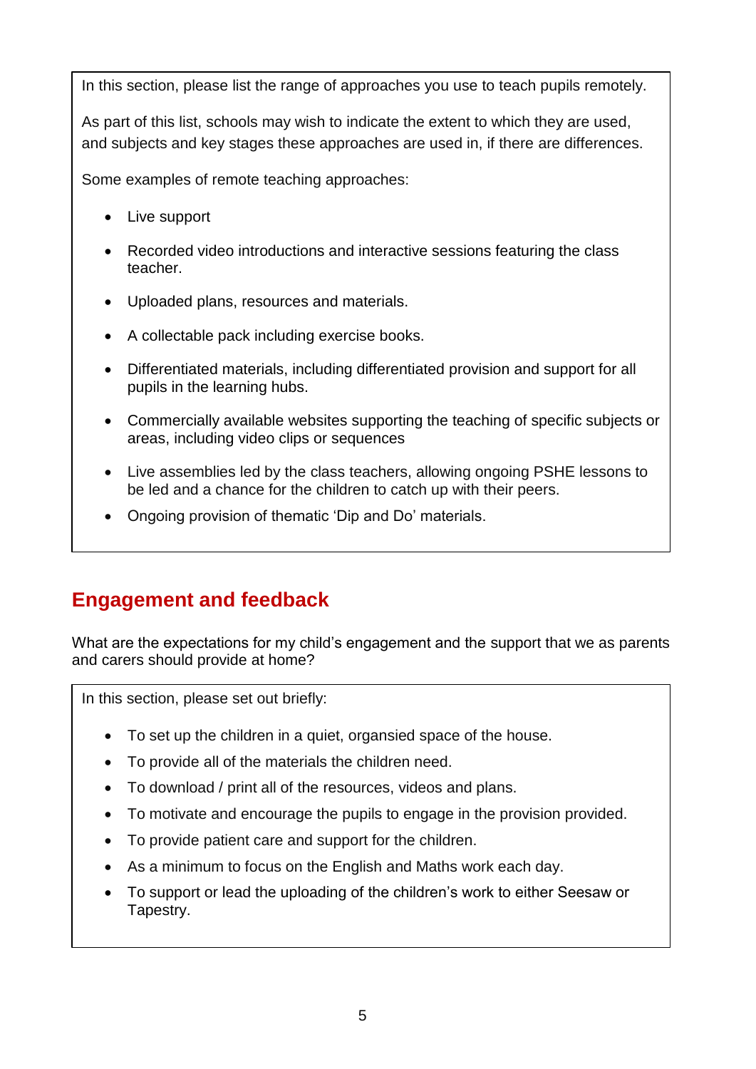In this section, please list the range of approaches you use to teach pupils remotely.

As part of this list, schools may wish to indicate the extent to which they are used, and subjects and key stages these approaches are used in, if there are differences.

Some examples of remote teaching approaches:

- Live support
- Recorded video introductions and interactive sessions featuring the class teacher.
- Uploaded plans, resources and materials.
- A collectable pack including exercise books.
- Differentiated materials, including differentiated provision and support for all pupils in the learning hubs.
- Commercially available websites supporting the teaching of specific subjects or areas, including video clips or sequences
- Live assemblies led by the class teachers, allowing ongoing PSHE lessons to be led and a chance for the children to catch up with their peers.
- Ongoing provision of thematic 'Dip and Do' materials.

## Engagement and feedback

What are the expectations for my child's engagement and the support that we as parents and carers should provide at home?

In this section, please set out briefly:

- To set up the children in a quiet, organsied space of the house.
- To provide all of the materials the children need.
- To download / print all of the resources, videos and plans.
- To motivate and encourage the pupils to engage in the provision provided.
- To provide patient care and support for the children.
- As a minimum to focus on the English and Maths work each day.
- To support or lead the uploading of the children's work to either Seesaw or Tapestry.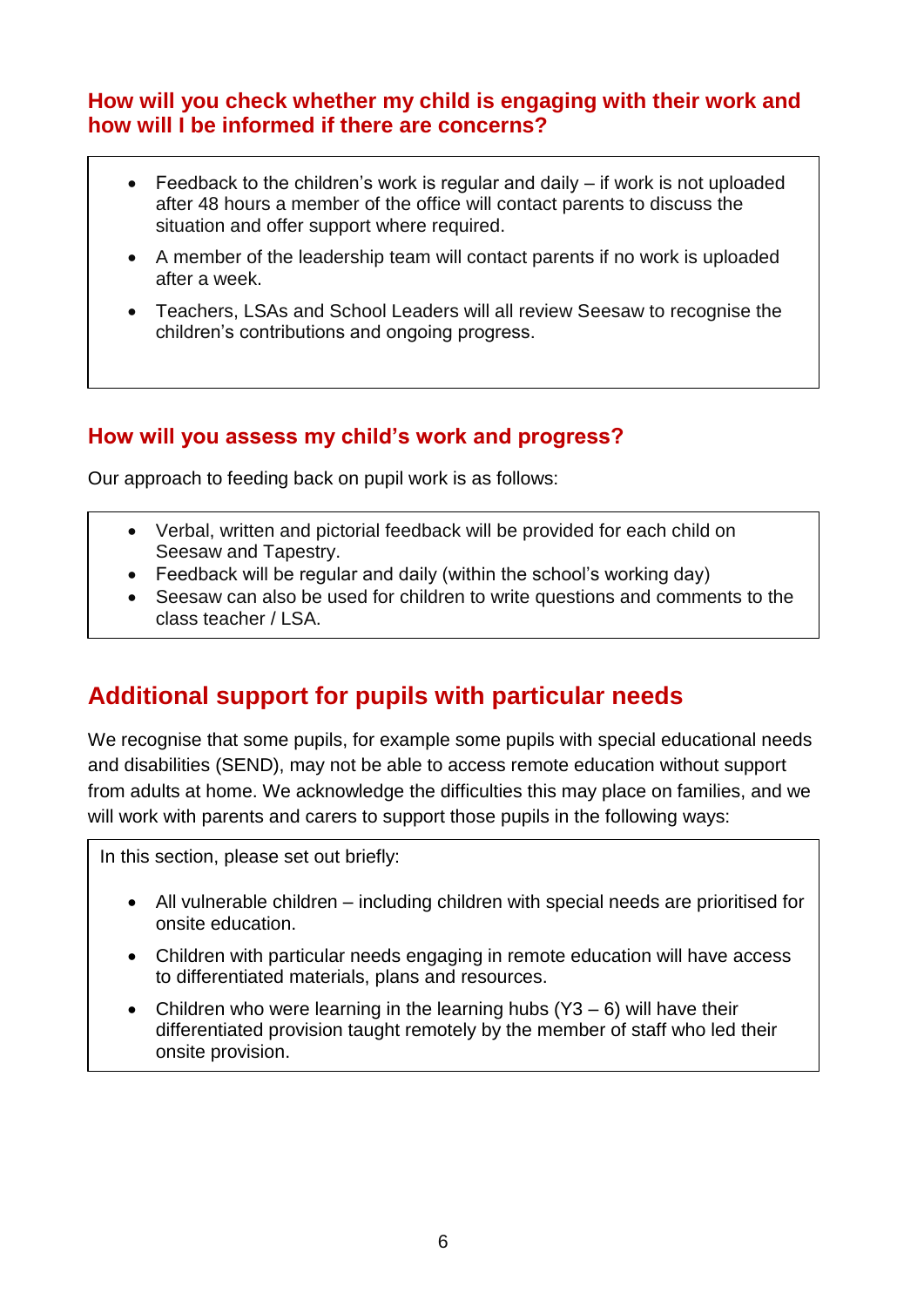### How will you check whether my child is engaging with their work and how will I be informed if there are concerns?

- Feedback to the children's work is regular and daily – if work is not uploaded after 48 hours a member of the office will contact parents to discuss the situation and offer support where required.
- A member of the leadership team will contact parents if no work is uploaded after a week.
- Teachers, LSAs and School Leaders will all review Seesaw to recognise the children's contributions and ongoing progress.

### How will you assess my child's work and progress?

Our approach to feeding back on pupil work is as follows:

- Verbal, written and pictorial feedback will be provided for each child on Seesaw and Tapestry.
- Feedback will be regular and daily (within the school's working day)
- Seesaw can also be used for children to write questions and comments to the class teacher / LSA.

## Additional support for pupils with particular needs

We recognise that some pupils, for example some pupils with special educational needs and disabilities (SEND), may not be able to access remote education without support from adults at home. We acknowledge the difficulties this may place on families, and we will work with parents and carers to support those pupils in the following ways:

In this section, please set out briefly:

- All vulnerable children – including children with special needs are prioritised for onsite education.
- Children with particular needs engaging in remote education will have access to differentiated materials, plans and resources.
- Children who were learning in the learning hubs (Y3 – 6) will have their differentiated provision taught remotely by the member of staff who led their onsite provision.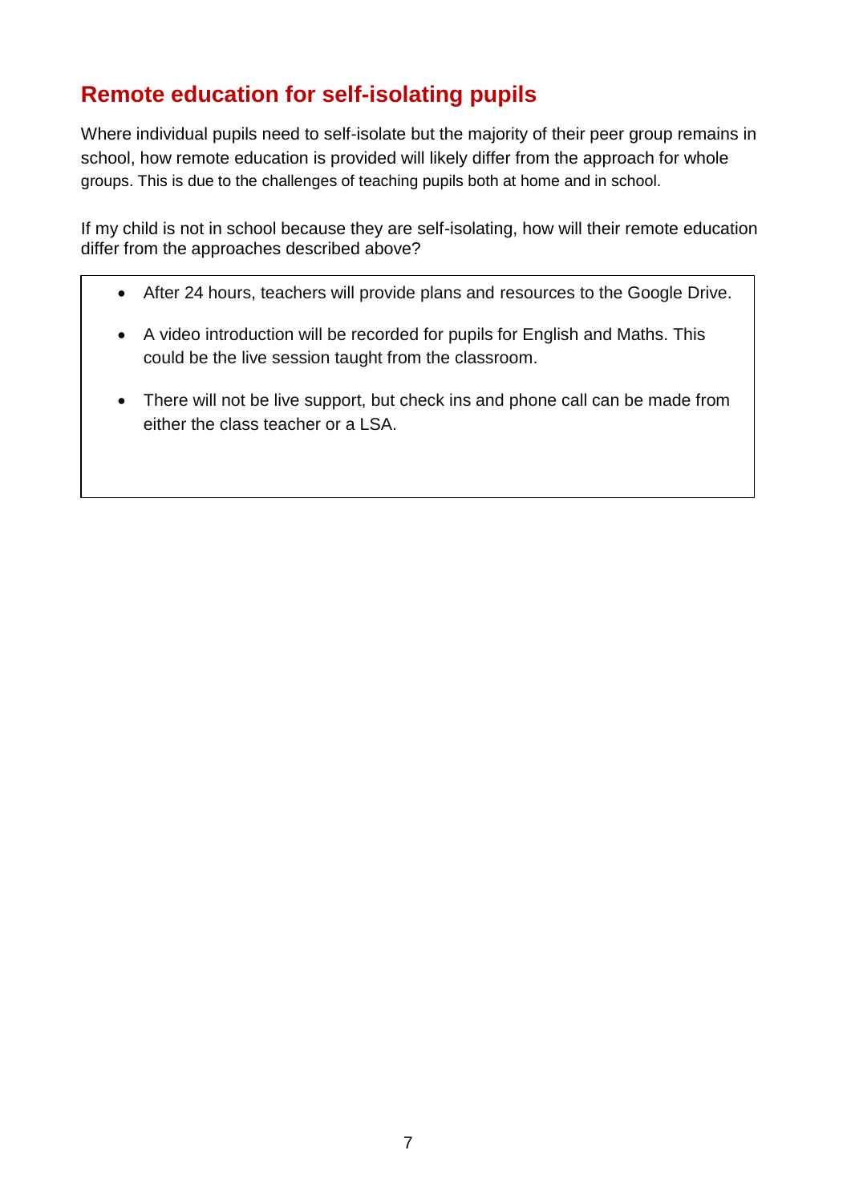## Remote education for self-isolating pupils

Where individual pupils need to self-isolate but the majority of their peer group remains in school, how remote education is provided will likely differ from the approach for whole groups. This is due to the challenges of teaching pupils both at home and in school.

If my child is not in school because they are self-isolating, how will their remote education differ from the approaches described above?

- After 24 hours, teachers will provide plans and resources to the Google Drive.
- A video introduction will be recorded for pupils for English and Maths. This could be the live session taught from the classroom.
- There will not be live support, but check ins and phone call can be made from either the class teacher or a LSA.